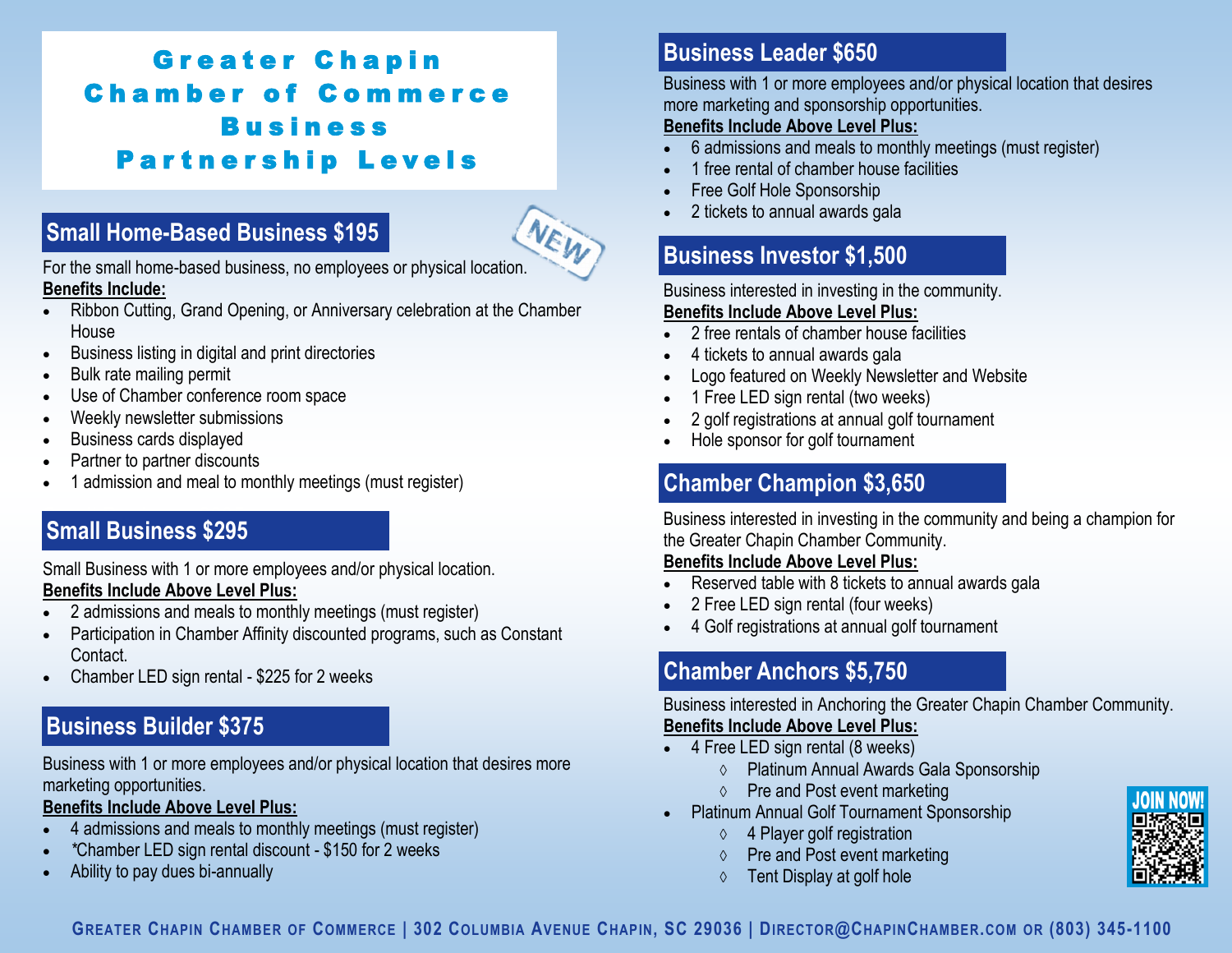# Greater Chapin Chamber of Commerce Business Partnership Levels

## Small Home-Based Business $195

NEW

For the small home-based business, no employees or physical location.

**Benefits Include:**

- Ribbon Cutting, Grand Opening, or Anniversary celebration at the Chamber House
- Business listing in digital and print directories
- Bulk rate mailing permit
- Use of Chamber conference room space
- Weekly newsletter submissions
- Business cards displayed
- Partner to partner discounts
- 1 admission and meal to monthly meetings (must register)

## Small Business $295

Small Business with 1 or more employees and/or physical location.

**Benefits Include Above Level Plus:**

- 2 admissions and meals to monthly meetings (must register)
- Participation in Chamber Affinity discounted programs, such as Constant Contact.
- Chamber LED sign rental - $225 for 2 weeks

## Business Builder $375

Business with 1 or more employees and/or physical location that desires more marketing opportunities.

**Benefits Include Above Level Plus:**

- 4 admissions and meals to monthly meetings (must register)
- *Chamber LED sign rental discount - $150 for 2 weeks
- Ability to pay dues bi-annually

## Business Leader $650

Business with 1 or more employees and/or physical location that desires more marketing and sponsorship opportunities.

**Benefits Include Above Level Plus:**

- 6 admissions and meals to monthly meetings (must register)
- 1 free rental of chamber house facilities
- Free Golf Hole Sponsorship
- 2 tickets to annual awards gala

## Business Investor $1,500

Business interested in investing in the community.

**Benefits Include Above Level Plus:**

- 2 free rentals of chamber house facilities
- 4 tickets to annual awards gala
- Logo featured on Weekly Newsletter and Website
- 1 Free LED sign rental (two weeks)
- 2 golf registrations at annual golf tournament
- Hole sponsor for golf tournament

## Chamber Champion $3,650

Business interested in investing in the community and being a champion for the Greater Chapin Chamber Community.

**Benefits Include Above Level Plus:**

- Reserved table with 8 tickets to annual awards gala
- 2 Free LED sign rental (four weeks)
- 4 Golf registrations at annual golf tournament

## Chamber Anchors $5,750

Business interested in Anchoring the Greater Chapin Chamber Community.

**Benefits Include Above Level Plus:**

- 4 Free LED sign rental (8 weeks)
  - Platinum Annual Awards Gala Sponsorship
  - Pre and Post event marketing
- Platinum Annual Golf Tournament Sponsorship
  - 4 Player golf registration
  - Pre and Post event marketing
  - Tent Display at golf hole

JOIN NOW!

Greater Chapin Chamber of Commerce | 302 Columbia Avenue Chapin, SC 29036 | Director@ChapinChamber.com or (803) 345-1100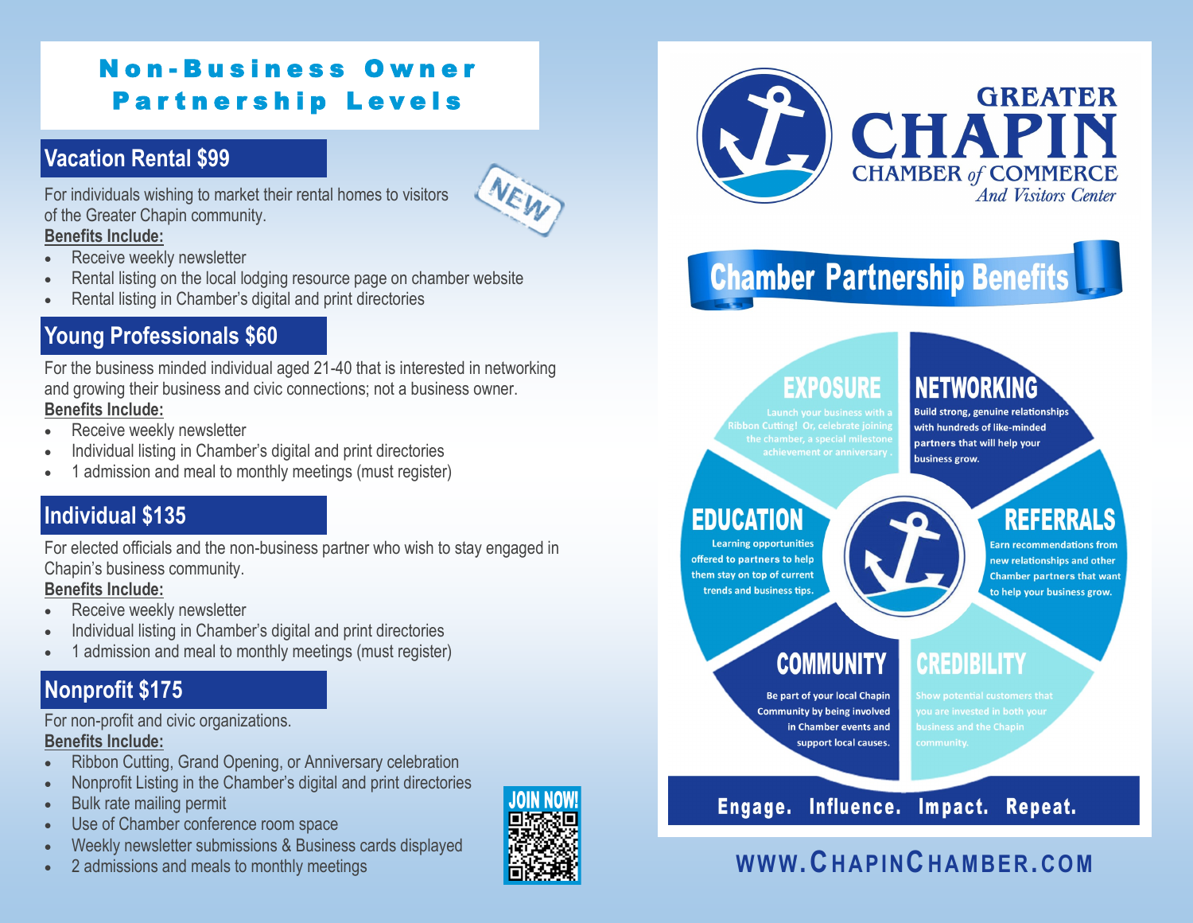# Non-Business Owner Partnership Levels

## Vacation Rental $99

NEW

For individuals wishing to market their rental homes to visitors of the Greater Chapin community.

**Benefits Include:**

- Receive weekly newsletter
- Rental listing on the local lodging resource page on chamber website
- Rental listing in Chamber's digital and print directories

## Young Professionals $60

For the business minded individual aged 21-40 that is interested in networking and growing their business and civic connections; not a business owner.

**Benefits Include:**

- Receive weekly newsletter
- Individual listing in Chamber's digital and print directories
- 1 admission and meal to monthly meetings (must register)

## Individual $135

For elected officials and the non-business partner who wish to stay engaged in Chapin's business community.

**Benefits Include:**

- Receive weekly newsletter
- Individual listing in Chamber's digital and print directories
- 1 admission and meal to monthly meetings (must register)

## Nonprofit $175

For non-profit and civic organizations.

**Benefits Include:**

- Ribbon Cutting, Grand Opening, or Anniversary celebration
- Nonprofit Listing in the Chamber's digital and print directories
- Bulk rate mailing permit
- Use of Chamber conference room space
- Weekly newsletter submissions & Business cards displayed
- 2 admissions and meals to monthly meetings

JOIN NOW!

# GREATER CHAPIN CHAMBER of COMMERCE

*And Visitors Center*

## Chamber Partnership Benefits

**EXPOSURE**
Launch your business with a Ribbon Cutting! Or, celebrate joining the chamber, a special milestone achievement or anniversary .

**NETWORKING**
Build strong, genuine relationships with hundreds of like-minded partners that will help your business grow.

**EDUCATION**
Learning opportunities offered to partners to help them stay on top of current trends and business tips.

**REFERRALS**
Earn recommendations from new relationships and other Chamber partners that want to help your business grow.

**COMMUNITY**
Be part of your local Chapin Community by being involved in Chamber events and support local causes.

**CREDIBILITY**
Show potential customers that you are invested in both your business and the Chapin community.

**Engage. Influence. Impact. Repeat.**

WWW.CHAPINCHAMBER.COM